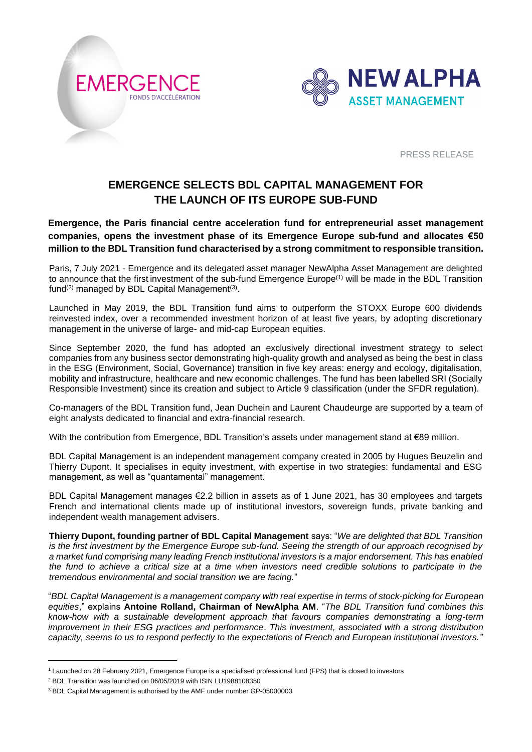PRESS RELEASE

# EMERGENCE SELECTS BDL CAPITAL MANAGEMENT FOR THE LAUNCH OF ITS EUROPE SUB-FUND

**Emergence, the Paris financial centre acceleration fund for entrepreneurial asset management companies, opens the investment phase of its Emergence Europe sub-fund and allocates €50 million to the BDL Transition fund characterised by a strong commitment to responsible transition.**

Paris, 7 July 2021 - Emergence and its delegated asset manager NewAlpha Asset Management are delighted to announce that the first investment of the sub-fund Emergence Europe[(1)] will be made in the BDL Transition fund[(2)] managed by BDL Capital Management[(3)].

Launched in May 2019, the BDL Transition fund aims to outperform the STOXX Europe 600 dividends reinvested index, over a recommended investment horizon of at least five years, by adopting discretionary management in the universe of large- and mid-cap European equities.

Since September 2020, the fund has adopted an exclusively directional investment strategy to select companies from any business sector demonstrating high-quality growth and analysed as being the best in class in the ESG (Environment, Social, Governance) transition in five key areas: energy and ecology, digitalisation, mobility and infrastructure, healthcare and new economic challenges. The fund has been labelled SRI (Socially Responsible Investment) since its creation and subject to Article 9 classification (under the SFDR regulation).

Co-managers of the BDL Transition fund, Jean Duchein and Laurent Chaudeurge are supported by a team of eight analysts dedicated to financial and extra-financial research.

With the contribution from Emergence, BDL Transition's assets under management stand at €89 million.

BDL Capital Management is an independent management company created in 2005 by Hugues Beuzelin and Thierry Dupont. It specialises in equity investment, with expertise in two strategies: fundamental and ESG management, as well as "quantamental" management.

BDL Capital Management manages €2.2 billion in assets as of 1 June 2021, has 30 employees and targets French and international clients made up of institutional investors, sovereign funds, private banking and independent wealth management advisers.

**Thierry Dupont, founding partner of BDL Capital Management** says: "*We are delighted that BDL Transition is the first investment by the Emergence Europe sub-fund. Seeing the strength of our approach recognised by a market fund comprising many leading French institutional investors is a major endorsement. This has enabled the fund to achieve a critical size at a time when investors need credible solutions to participate in the tremendous environmental and social transition we are facing.*"

"*BDL Capital Management is a management company with real expertise in terms of stock-picking for European equities*," explains **Antoine Rolland, Chairman of NewAlpha AM**. "*The BDL Transition fund combines this know-how with a sustainable development approach that favours companies demonstrating a long-term improvement in their ESG practices and performance. This investment, associated with a strong distribution capacity, seems to us to respond perfectly to the expectations of French and European institutional investors."*

---

[1] Launched on 28 February 2021, Emergence Europe is a specialised professional fund (FPS) that is closed to investors

[2] BDL Transition was launched on 06/05/2019 with ISIN LU1988108350

[3] BDL Capital Management is authorised by the AMF under number GP-05000003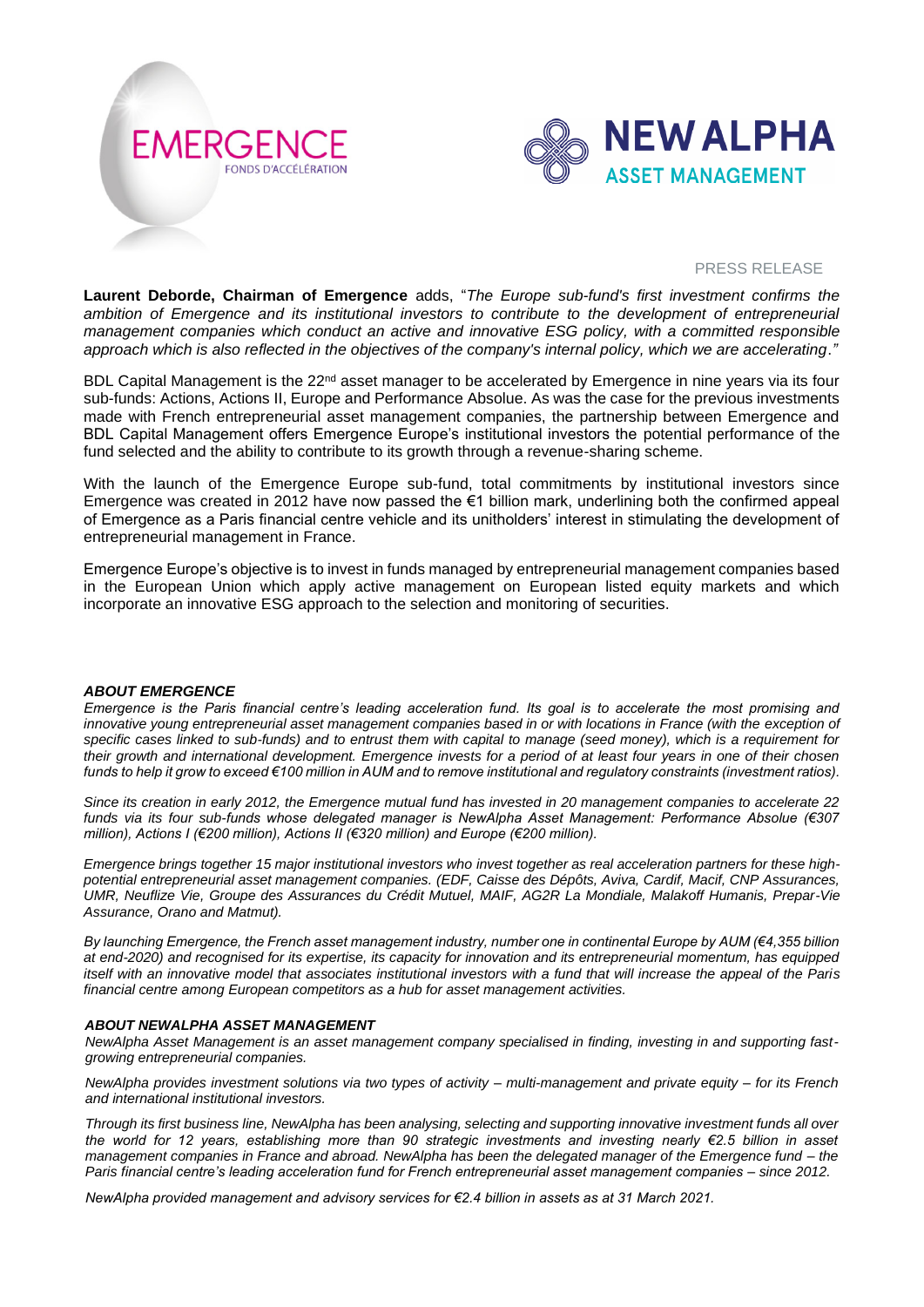PRESS RELEASE

**Laurent Deborde, Chairman of Emergence** adds, "*The Europe sub-fund's first investment confirms the ambition of Emergence and its institutional investors to contribute to the development of entrepreneurial management companies which conduct an active and innovative ESG policy, with a committed responsible approach which is also reflected in the objectives of the company's internal policy, which we are accelerating*."

BDL Capital Management is the 22nd asset manager to be accelerated by Emergence in nine years via its four sub-funds: Actions, Actions II, Europe and Performance Absolue. As was the case for the previous investments made with French entrepreneurial asset management companies, the partnership between Emergence and BDL Capital Management offers Emergence Europe's institutional investors the potential performance of the fund selected and the ability to contribute to its growth through a revenue-sharing scheme.

With the launch of the Emergence Europe sub-fund, total commitments by institutional investors since Emergence was created in 2012 have now passed the €1 billion mark, underlining both the confirmed appeal of Emergence as a Paris financial centre vehicle and its unitholders' interest in stimulating the development of entrepreneurial management in France.

Emergence Europe's objective is to invest in funds managed by entrepreneurial management companies based in the European Union which apply active management on European listed equity markets and which incorporate an innovative ESG approach to the selection and monitoring of securities.

***ABOUT EMERGENCE***

*Emergence is the Paris financial centre's leading acceleration fund. Its goal is to accelerate the most promising and innovative young entrepreneurial asset management companies based in or with locations in France (with the exception of specific cases linked to sub-funds) and to entrust them with capital to manage (seed money), which is a requirement for their growth and international development. Emergence invests for a period of at least four years in one of their chosen funds to help it grow to exceed €100 million in AUM and to remove institutional and regulatory constraints (investment ratios).*

*Since its creation in early 2012, the Emergence mutual fund has invested in 20 management companies to accelerate 22 funds via its four sub-funds whose delegated manager is NewAlpha Asset Management: Performance Absolue (€307 million), Actions I (€200 million), Actions II (€320 million) and Europe (€200 million).*

*Emergence brings together 15 major institutional investors who invest together as real acceleration partners for these high-potential entrepreneurial asset management companies. (EDF, Caisse des Dépôts, Aviva, Cardif, Macif, CNP Assurances, UMR, Neuflize Vie, Groupe des Assurances du Crédit Mutuel, MAIF, AG2R La Mondiale, Malakoff Humanis, Prepar-Vie Assurance, Orano and Matmut).*

*By launching Emergence, the French asset management industry, number one in continental Europe by AUM (€4,355 billion at end-2020) and recognised for its expertise, its capacity for innovation and its entrepreneurial momentum, has equipped itself with an innovative model that associates institutional investors with a fund that will increase the appeal of the Paris financial centre among European competitors as a hub for asset management activities.*

***ABOUT NEWALPHA ASSET MANAGEMENT***

*NewAlpha Asset Management is an asset management company specialised in finding, investing in and supporting fast-growing entrepreneurial companies.*

*NewAlpha provides investment solutions via two types of activity – multi-management and private equity – for its French and international institutional investors.*

*Through its first business line, NewAlpha has been analysing, selecting and supporting innovative investment funds all over the world for 12 years, establishing more than 90 strategic investments and investing nearly €2.5 billion in asset management companies in France and abroad. NewAlpha has been the delegated manager of the Emergence fund – the Paris financial centre's leading acceleration fund for French entrepreneurial asset management companies – since 2012.*

*NewAlpha provided management and advisory services for €2.4 billion in assets as at 31 March 2021.*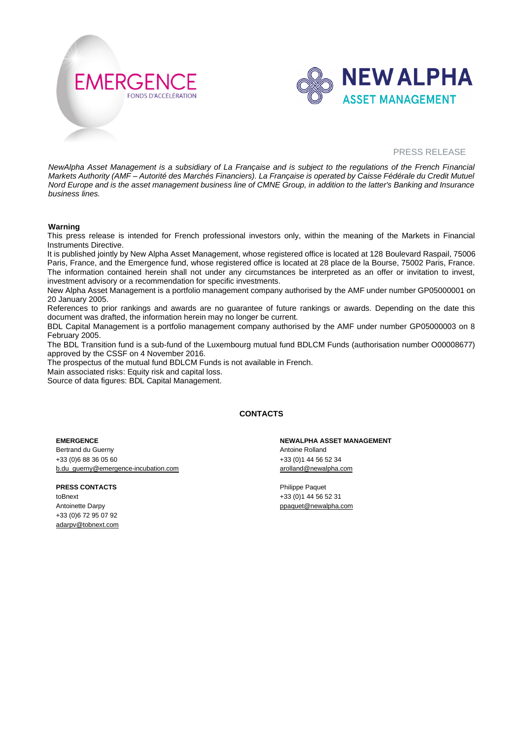EMERGENCE
FONDS D'ACCÉLÉRATION

NEW ALPHA
ASSET MANAGEMENT

PRESS RELEASE

*NewAlpha Asset Management is a subsidiary of La Française and is subject to the regulations of the French Financial Markets Authority (AMF – Autorité des Marchés Financiers). La Française is operated by Caisse Fédérale du Credit Mutuel Nord Europe and is the asset management business line of CMNE Group, in addition to the latter's Banking and Insurance business lines.*

**Warning**

This press release is intended for French professional investors only, within the meaning of the Markets in Financial Instruments Directive.

It is published jointly by New Alpha Asset Management, whose registered office is located at 128 Boulevard Raspail, 75006 Paris, France, and the Emergence fund, whose registered office is located at 28 place de la Bourse, 75002 Paris, France. The information contained herein shall not under any circumstances be interpreted as an offer or invitation to invest, investment advisory or a recommendation for specific investments.

New Alpha Asset Management is a portfolio management company authorised by the AMF under number GP05000001 on 20 January 2005.

References to prior rankings and awards are no guarantee of future rankings or awards. Depending on the date this document was drafted, the information herein may no longer be current.

BDL Capital Management is a portfolio management company authorised by the AMF under number GP05000003 on 8 February 2005.

The BDL Transition fund is a sub-fund of the Luxembourg mutual fund BDLCM Funds (authorisation number O00008677) approved by the CSSF on 4 November 2016.

The prospectus of the mutual fund BDLCM Funds is not available in French.

Main associated risks: Equity risk and capital loss.

Source of data figures: BDL Capital Management.

**CONTACTS**

**EMERGENCE**
Bertrand du Guerny
+33 (0)6 88 36 05 60
b.du_guerny@emergence-incubation.com

**PRESS CONTACTS**
toBnext
Antoinette Darpy
+33 (0)6 72 95 07 92
adarpy@tobnext.com

**NEWALPHA ASSET MANAGEMENT**
Antoine Rolland
+33 (0)1 44 56 52 34
arolland@newalpha.com

Philippe Paquet
+33 (0)1 44 56 52 31
ppaquet@newalpha.com